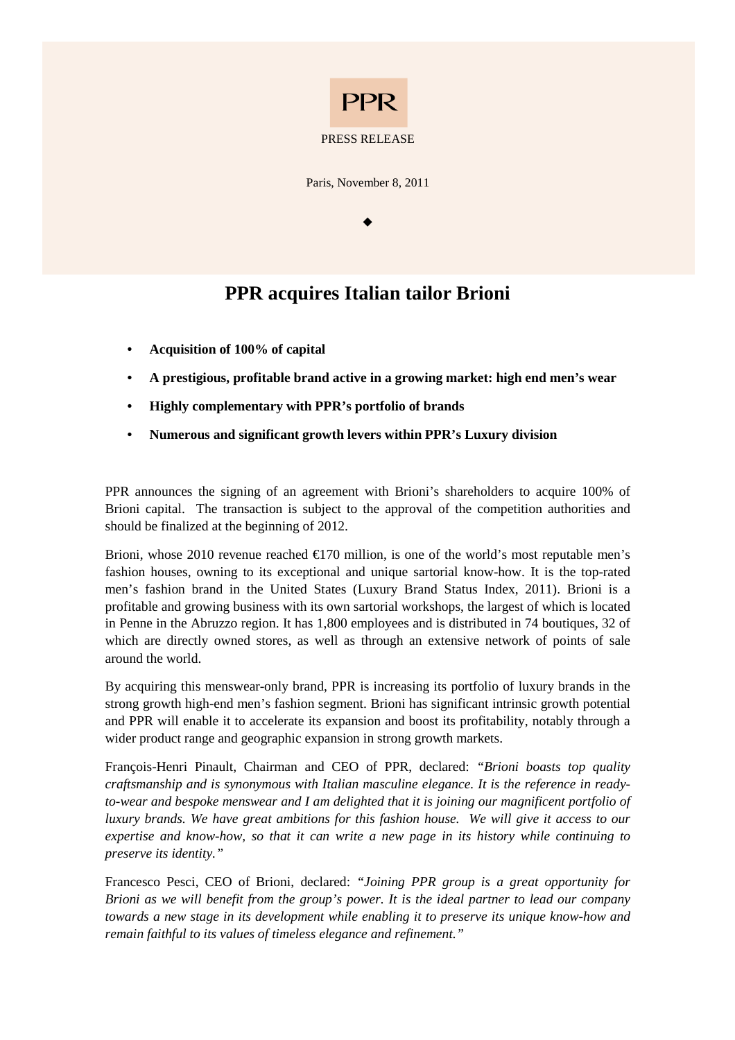PPR

PRESS RELEASE

Paris, November 8, 2011

◆

# PPR acquires Italian tailor Brioni

- **Acquisition of 100% of capital**
- **A prestigious, profitable brand active in a growing market: high end men's wear**
- **Highly complementary with PPR's portfolio of brands**
- **Numerous and significant growth levers within PPR's Luxury division**

PPR announces the signing of an agreement with Brioni's shareholders to acquire 100% of Brioni capital. The transaction is subject to the approval of the competition authorities and should be finalized at the beginning of 2012.

Brioni, whose 2010 revenue reached €170 million, is one of the world's most reputable men's fashion houses, owning to its exceptional and unique sartorial know-how. It is the top-rated men's fashion brand in the United States (Luxury Brand Status Index, 2011). Brioni is a profitable and growing business with its own sartorial workshops, the largest of which is located in Penne in the Abruzzo region. It has 1,800 employees and is distributed in 74 boutiques, 32 of which are directly owned stores, as well as through an extensive network of points of sale around the world.

By acquiring this menswear-only brand, PPR is increasing its portfolio of luxury brands in the strong growth high-end men's fashion segment. Brioni has significant intrinsic growth potential and PPR will enable it to accelerate its expansion and boost its profitability, notably through a wider product range and geographic expansion in strong growth markets.

François-Henri Pinault, Chairman and CEO of PPR, declared: *"Brioni boasts top quality craftsmanship and is synonymous with Italian masculine elegance. It is the reference in ready-to-wear and bespoke menswear and I am delighted that it is joining our magnificent portfolio of luxury brands. We have great ambitions for this fashion house. We will give it access to our expertise and know-how, so that it can write a new page in its history while continuing to preserve its identity."*

Francesco Pesci, CEO of Brioni, declared: *"Joining PPR group is a great opportunity for Brioni as we will benefit from the group's power. It is the ideal partner to lead our company towards a new stage in its development while enabling it to preserve its unique know-how and remain faithful to its values of timeless elegance and refinement."*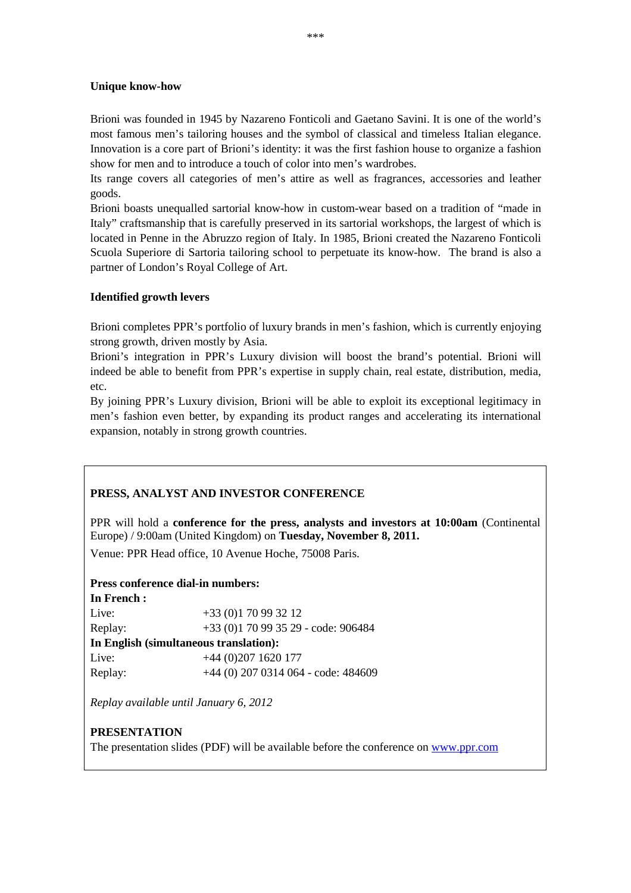\*\*\*

**Unique know-how**

Brioni was founded in 1945 by Nazareno Fonticoli and Gaetano Savini. It is one of the world's most famous men's tailoring houses and the symbol of classical and timeless Italian elegance. Innovation is a core part of Brioni's identity: it was the first fashion house to organize a fashion show for men and to introduce a touch of color into men's wardrobes.

Its range covers all categories of men's attire as well as fragrances, accessories and leather goods.

Brioni boasts unequalled sartorial know-how in custom-wear based on a tradition of "made in Italy" craftsmanship that is carefully preserved in its sartorial workshops, the largest of which is located in Penne in the Abruzzo region of Italy. In 1985, Brioni created the Nazareno Fonticoli Scuola Superiore di Sartoria tailoring school to perpetuate its know-how. The brand is also a partner of London's Royal College of Art.

**Identified growth levers**

Brioni completes PPR's portfolio of luxury brands in men's fashion, which is currently enjoying strong growth, driven mostly by Asia.

Brioni's integration in PPR's Luxury division will boost the brand's potential. Brioni will indeed be able to benefit from PPR's expertise in supply chain, real estate, distribution, media, etc.

By joining PPR's Luxury division, Brioni will be able to exploit its exceptional legitimacy in men's fashion even better, by expanding its product ranges and accelerating its international expansion, notably in strong growth countries.

**PRESS, ANALYST AND INVESTOR CONFERENCE**

PPR will hold a **conference for the press, analysts and investors at 10:00am** (Continental Europe) / 9:00am (United Kingdom) on **Tuesday, November 8, 2011.**

Venue: PPR Head office, 10 Avenue Hoche, 75008 Paris.

**Press conference dial-in numbers:**

**In French :**

Live: +33 (0)1 70 99 32 12

Replay: +33 (0)1 70 99 35 29 - code: 906484

**In English (simultaneous translation):**

Live: +44 (0)207 1620 177

Replay: +44 (0) 207 0314 064 - code: 484609

*Replay available until January 6, 2012*

**PRESENTATION**

The presentation slides (PDF) will be available before the conference on www.ppr.com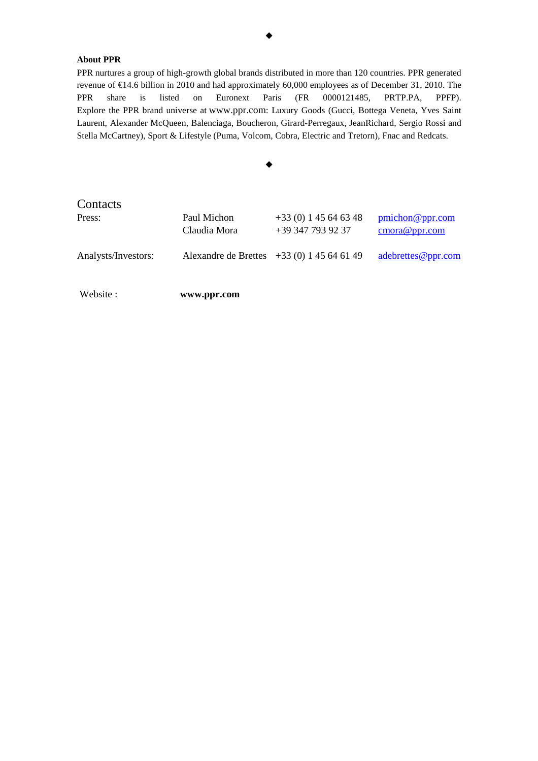◆

**About PPR**

PPR nurtures a group of high-growth global brands distributed in more than 120 countries. PPR generated revenue of €14.6 billion in 2010 and had approximately 60,000 employees as of December 31, 2010. The PPR share is listed on Euronext Paris (FR 0000121485, PRTP.PA, PPFP). Explore the PPR brand universe at www.ppr.com: Luxury Goods (Gucci, Bottega Veneta, Yves Saint Laurent, Alexander McQueen, Balenciaga, Boucheron, Girard-Perregaux, JeanRichard, Sergio Rossi and Stella McCartney), Sport & Lifestyle (Puma, Volcom, Cobra, Electric and Tretorn), Fnac and Redcats.

◆

## Contacts

| | | | |
|---|---|---|---|
| Press: | Paul Michon | +33 (0) 1 45 64 63 48 | pmichon@ppr.com |
| | Claudia Mora | +39 347 793 92 37 | cmora@ppr.com |
| Analysts/Investors: | Alexandre de Brettes | +33 (0) 1 45 64 61 49 | adebrettes@ppr.com |

Website : **www.ppr.com**